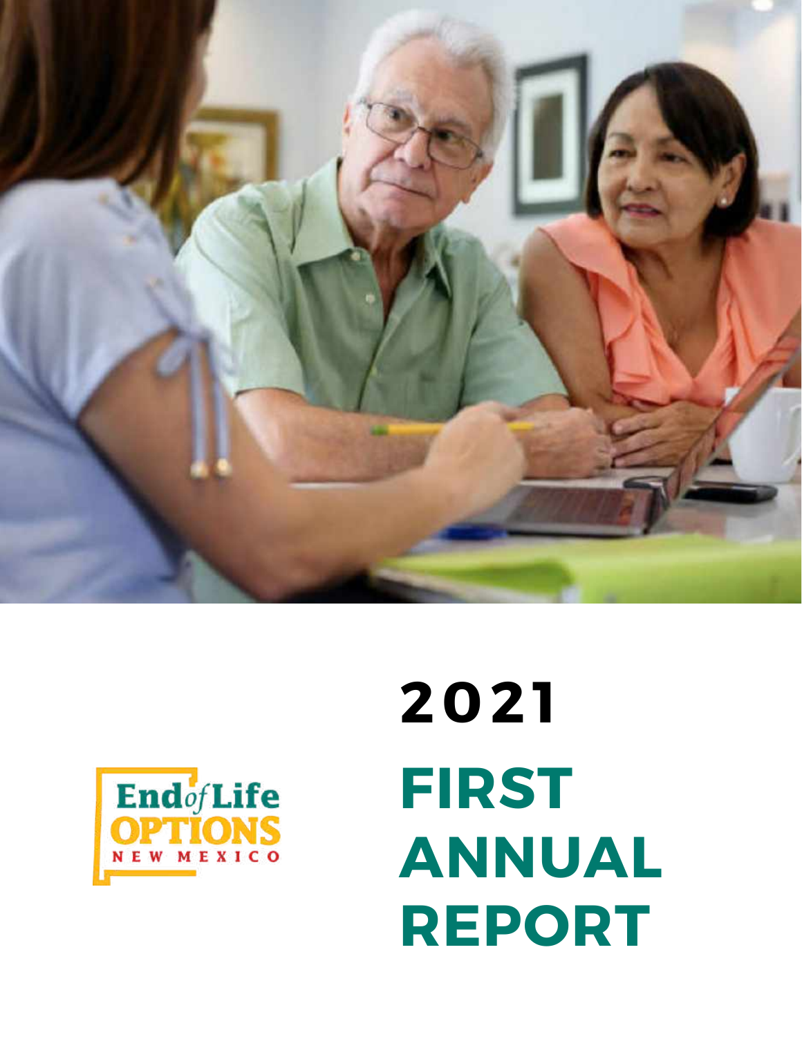End of Life OPTIONS NEW MEXICO

# 2021 FIRST ANNUAL REPORT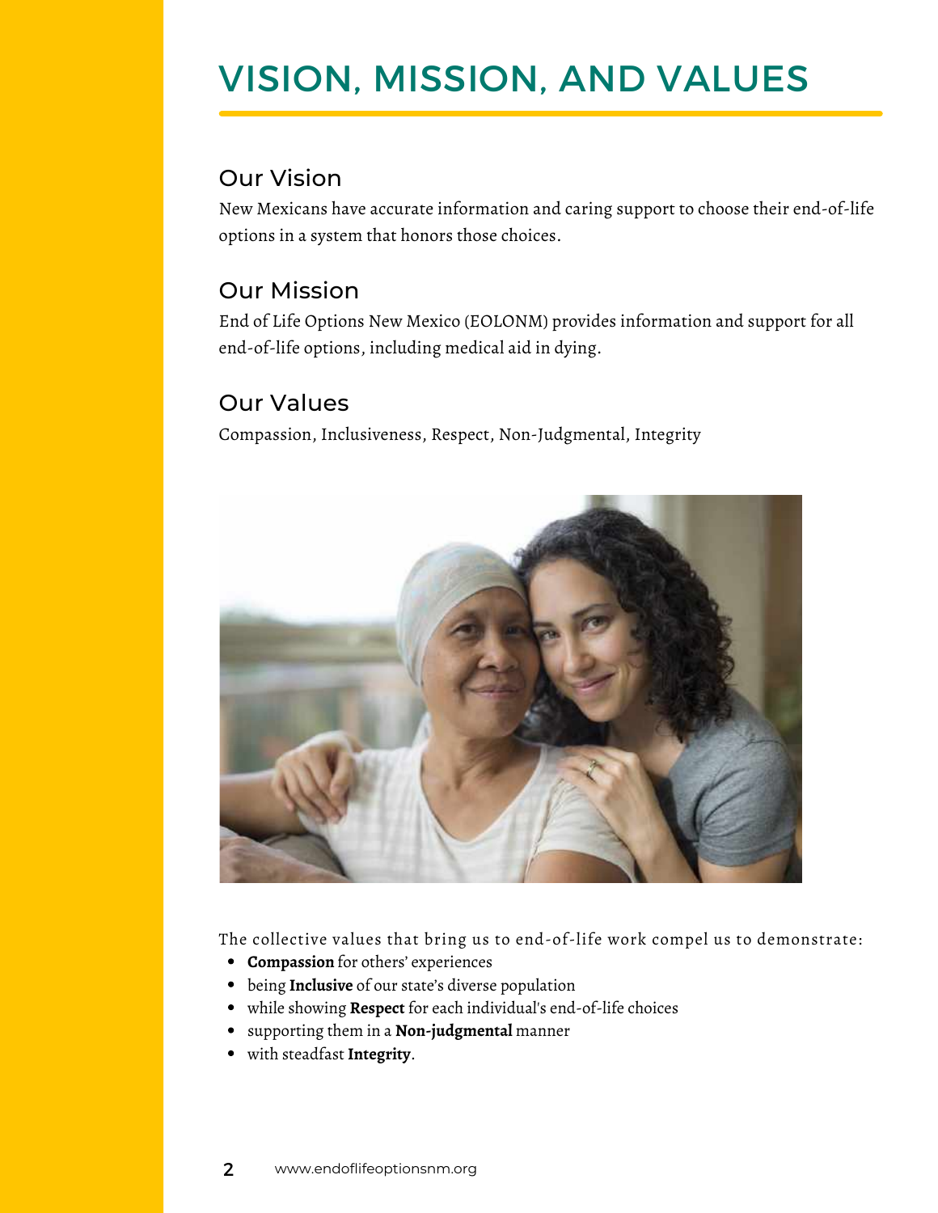# VISION, MISSION, AND VALUES

## Our Vision

New Mexicans have accurate information and caring support to choose their end-of-life options in a system that honors those choices.

## Our Mission

End of Life Options New Mexico (EOLONM) provides information and support for all end-of-life options, including medical aid in dying.

## Our Values

Compassion, Inclusiveness, Respect, Non-Judgmental, Integrity

The collective values that bring us to end-of-life work compel us to demonstrate:

- **Compassion** for others' experiences
- being **Inclusive** of our state's diverse population
- while showing **Respect** for each individual's end-of-life choices
- supporting them in a **Non-judgmental** manner
- with steadfast **Integrity**.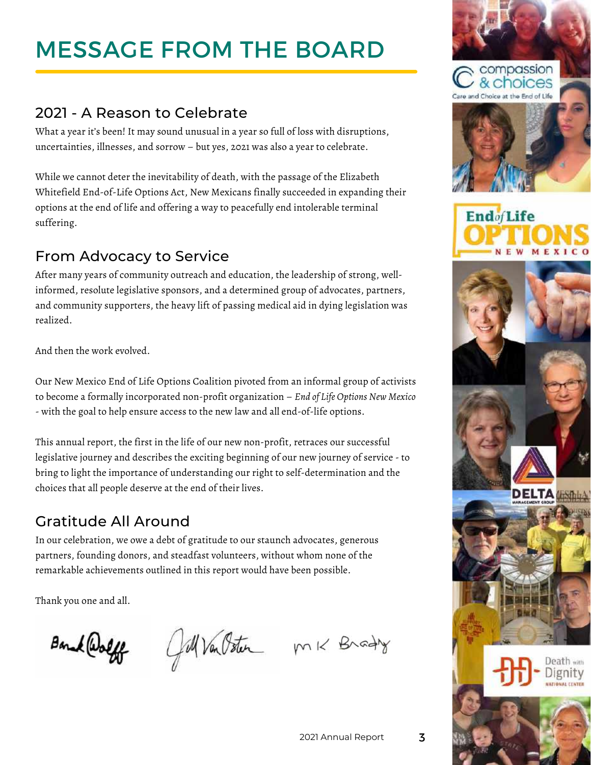# MESSAGE FROM THE BOARD

## 2021 - A Reason to Celebrate

What a year it's been! It may sound unusual in a year so full of loss with disruptions, uncertainties, illnesses, and sorrow – but yes, 2021 was also a year to celebrate.

While we cannot deter the inevitability of death, with the passage of the Elizabeth Whitefield End-of-Life Options Act, New Mexicans finally succeeded in expanding their options at the end of life and offering a way to peacefully end intolerable terminal suffering.

## From Advocacy to Service

After many years of community outreach and education, the leadership of strong, well-informed, resolute legislative sponsors, and a determined group of advocates, partners, and community supporters, the heavy lift of passing medical aid in dying legislation was realized.

And then the work evolved.

Our New Mexico End of Life Options Coalition pivoted from an informal group of activists to become a formally incorporated non-profit organization – *End of Life Options New Mexico* - with the goal to help ensure access to the new law and all end-of-life options.

This annual report, the first in the life of our new non-profit, retraces our successful legislative journey and describes the exciting beginning of our new journey of service - to bring to light the importance of understanding our right to self-determination and the choices that all people deserve at the end of their lives.

## Gratitude All Around

In our celebration, we owe a debt of gratitude to our staunch advocates, generous partners, founding donors, and steadfast volunteers, without whom none of the remarkable achievements outlined in this report would have been possible.

Thank you one and all.

Barak Wolff    Jill Van Osten    M K Brady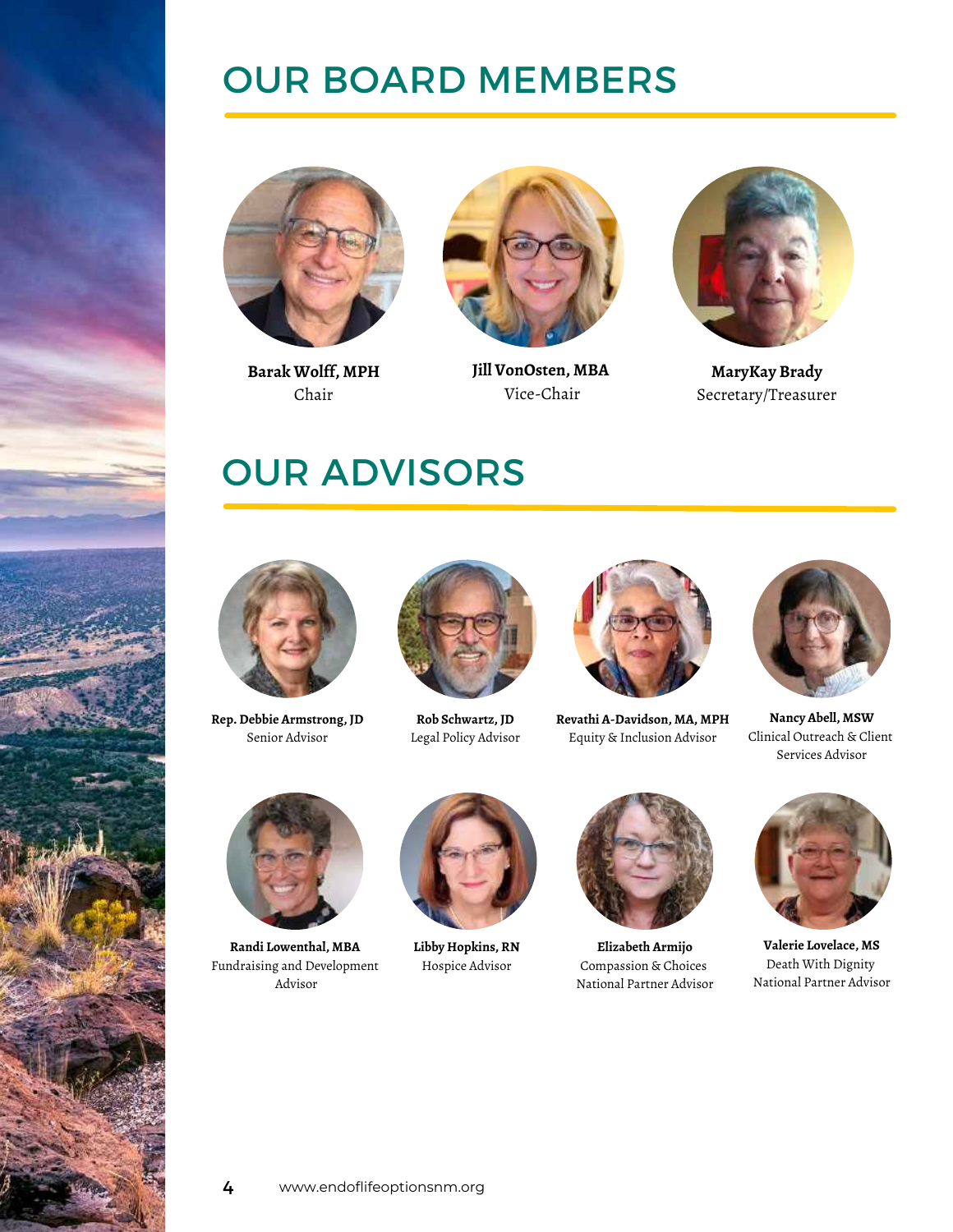# OUR BOARD MEMBERS

**Barak Wolff, MPH**
Chair

**Jill VonOsten, MBA**
Vice-Chair

**MaryKay Brady**
Secretary/Treasurer

# OUR ADVISORS

**Rep. Debbie Armstrong, JD**
Senior Advisor

**Rob Schwartz, JD**
Legal Policy Advisor

**Revathi A-Davidson, MA, MPH**
Equity & Inclusion Advisor

**Nancy Abell, MSW**
Clinical Outreach & Client Services Advisor

**Randi Lowenthal, MBA**
Fundraising and Development Advisor

**Libby Hopkins, RN**
Hospice Advisor

**Elizabeth Armijo**
Compassion & Choices National Partner Advisor

**Valerie Lovelace, MS**
Death With Dignity National Partner Advisor

www.endoflifeoptionsnm.org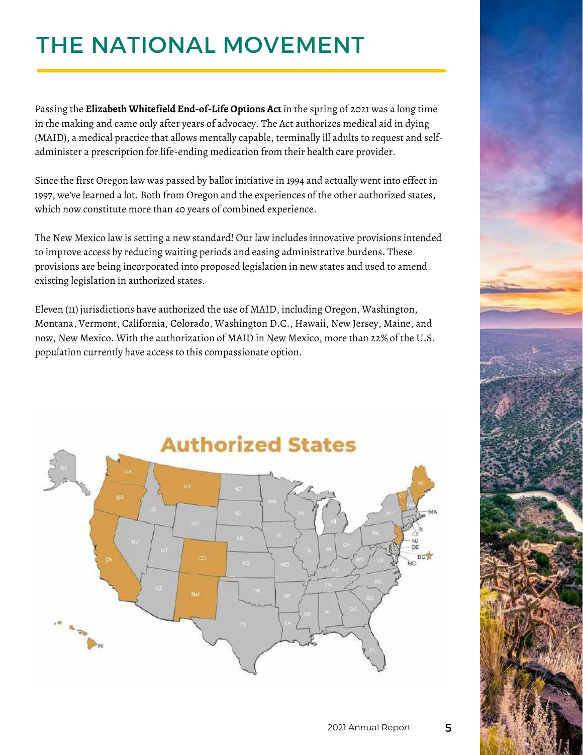# THE NATIONAL MOVEMENT

Passing the **Elizabeth Whitefield End-of-Life Options Act** in the spring of 2021 was a long time in the making and came only after years of advocacy. The Act authorizes medical aid in dying (MAID), a medical practice that allows mentally capable, terminally ill adults to request and self-administer a prescription for life-ending medication from their health care provider.

Since the first Oregon law was passed by ballot initiative in 1994 and actually went into effect in 1997, we've learned a lot. Both from Oregon and the experiences of the other authorized states, which now constitute more than 40 years of combined experience.

The New Mexico law is setting a new standard! Our law includes innovative provisions intended to improve access by reducing waiting periods and easing administrative burdens. These provisions are being incorporated into proposed legislation in new states and used to amend existing legislation in authorized states.

Eleven (11) jurisdictions have authorized the use of MAID, including Oregon, Washington, Montana, Vermont, California, Colorado, Washington D.C., Hawaii, New Jersey, Maine, and now, New Mexico. With the authorization of MAID in New Mexico, more than 22% of the U.S. population currently have access to this compassionate option.

Authorized States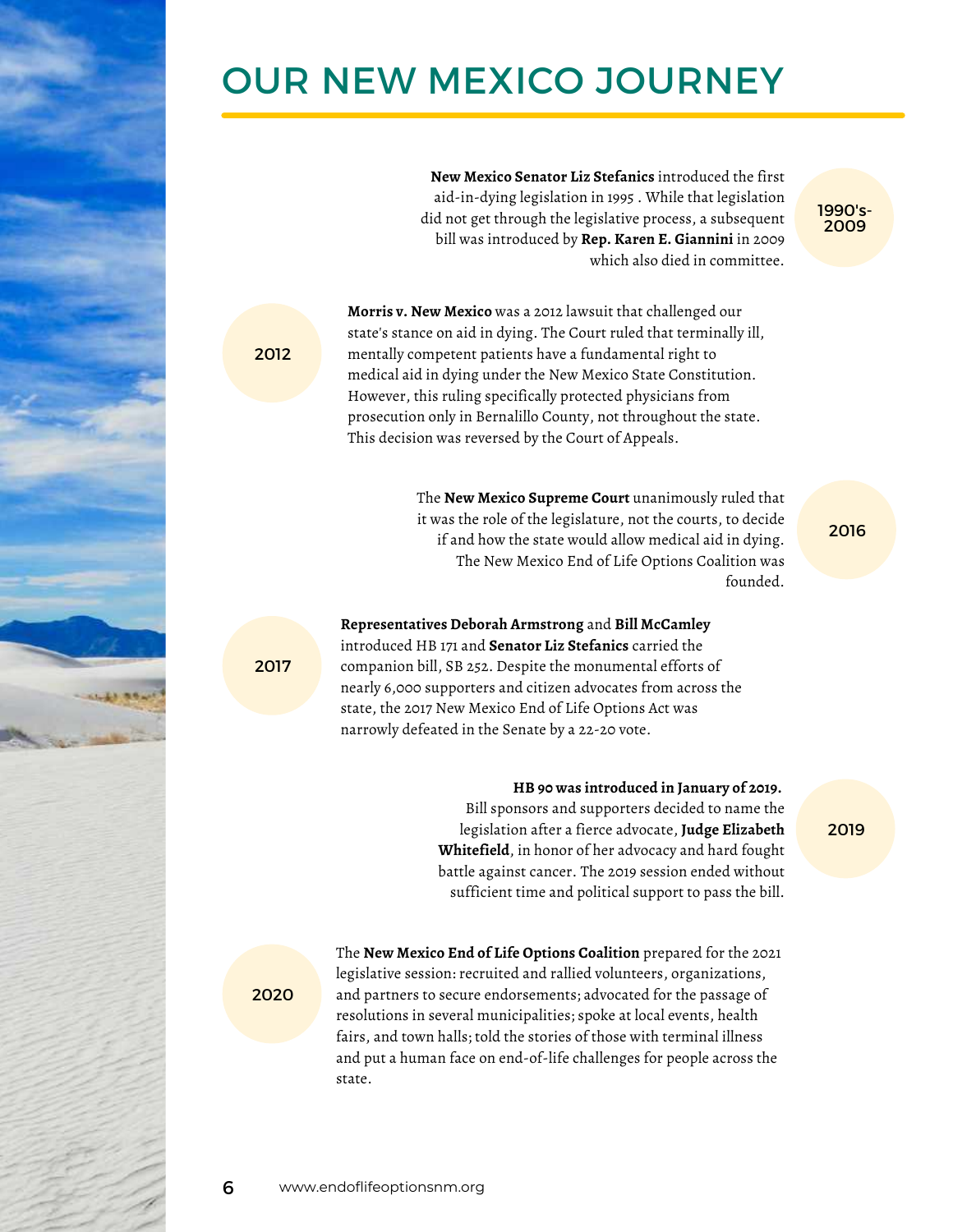# OUR NEW MEXICO JOURNEY

**1990's-2009**

**New Mexico Senator Liz Stefanics** introduced the first aid-in-dying legislation in 1995 . While that legislation did not get through the legislative process, a subsequent bill was introduced by **Rep. Karen E. Giannini** in 2009 which also died in committee.

**2012**

**Morris v. New Mexico** was a 2012 lawsuit that challenged our state's stance on aid in dying. The Court ruled that terminally ill, mentally competent patients have a fundamental right to medical aid in dying under the New Mexico State Constitution. However, this ruling specifically protected physicians from prosecution only in Bernalillo County, not throughout the state. This decision was reversed by the Court of Appeals.

**2016**

The **New Mexico Supreme Court** unanimously ruled that it was the role of the legislature, not the courts, to decide if and how the state would allow medical aid in dying. The New Mexico End of Life Options Coalition was founded.

**2017**

**Representatives Deborah Armstrong** and **Bill McCamley** introduced HB 171 and **Senator Liz Stefanics** carried the companion bill, SB 252. Despite the monumental efforts of nearly 6,000 supporters and citizen advocates from across the state, the 2017 New Mexico End of Life Options Act was narrowly defeated in the Senate by a 22-20 vote.

**2019**

**HB 90 was introduced in January of 2019.** Bill sponsors and supporters decided to name the legislation after a fierce advocate, **Judge Elizabeth Whitefield**, in honor of her advocacy and hard fought battle against cancer. The 2019 session ended without sufficient time and political support to pass the bill.

**2020**

The **New Mexico End of Life Options Coalition** prepared for the 2021 legislative session: recruited and rallied volunteers, organizations, and partners to secure endorsements; advocated for the passage of resolutions in several municipalities; spoke at local events, health fairs, and town halls; told the stories of those with terminal illness and put a human face on end-of-life challenges for people across the state.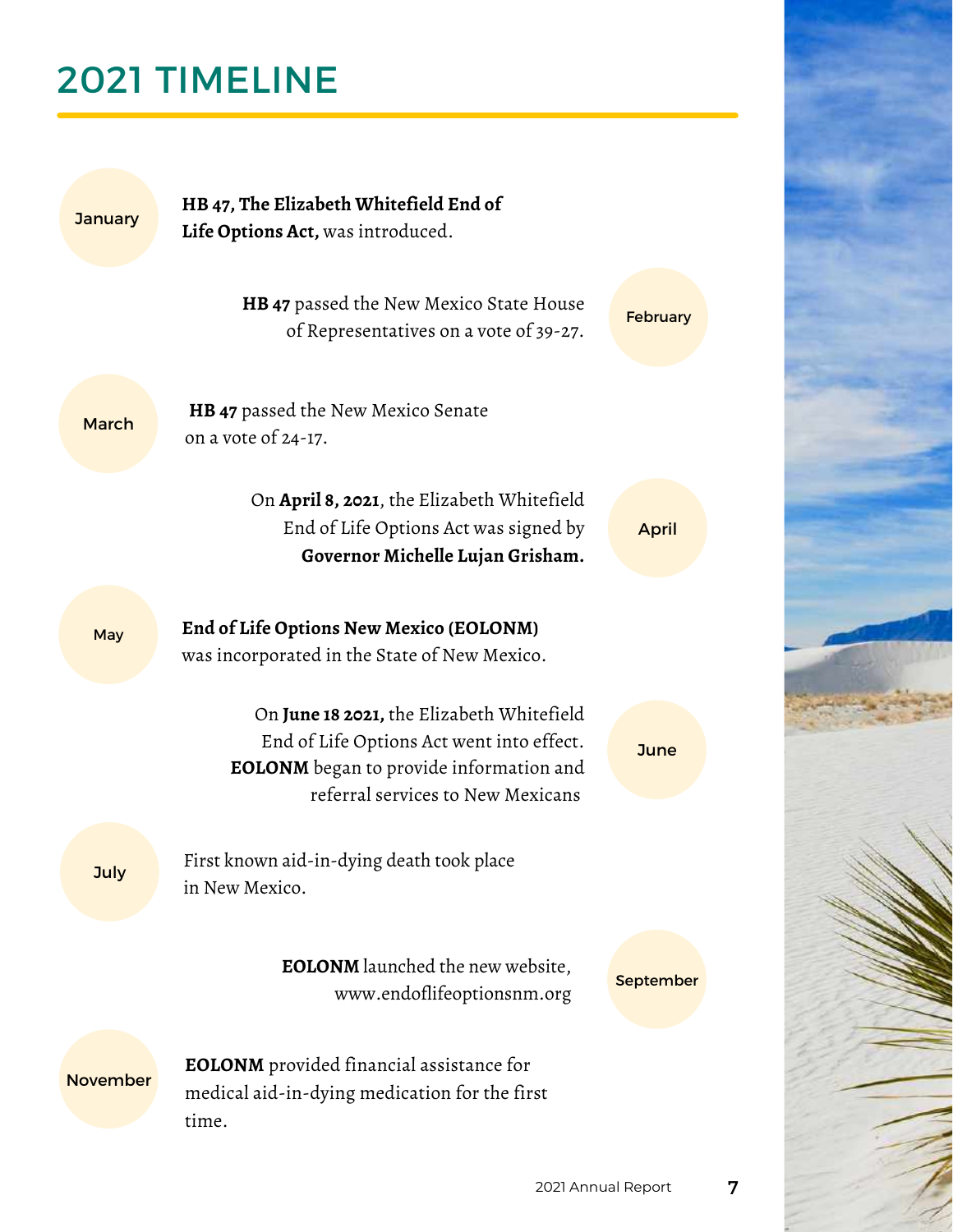# 2021 TIMELINE

**January**

**HB 47, The Elizabeth Whitefield End of Life Options Act,** was introduced.

**February**

**HB 47** passed the New Mexico State House of Representatives on a vote of 39-27.

**March**

**HB 47** passed the New Mexico Senate on a vote of 24-17.

**April**

On **April 8, 2021**, the Elizabeth Whitefield End of Life Options Act was signed by **Governor Michelle Lujan Grisham.**

**May**

**End of Life Options New Mexico (EOLONM)** was incorporated in the State of New Mexico.

**June**

On **June 18 2021,** the Elizabeth Whitefield End of Life Options Act went into effect. **EOLONM** began to provide information and referral services to New Mexicans

**July**

First known aid-in-dying death took place in New Mexico.

**September**

**EOLONM** launched the new website, www.endoflifeoptionsnm.org

**November**

**EOLONM** provided financial assistance for medical aid-in-dying medication for the first time.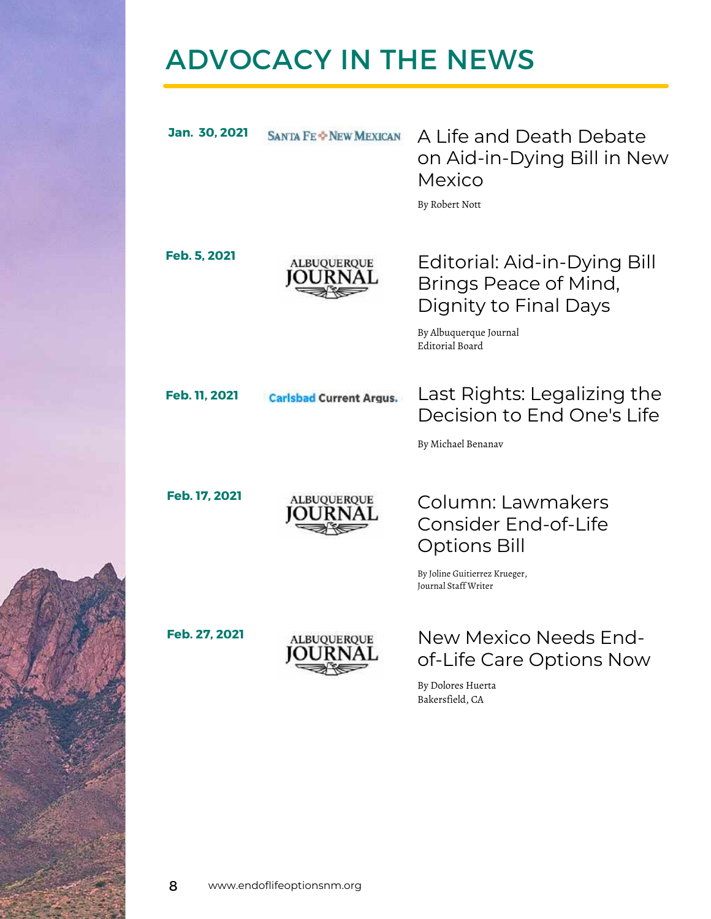# ADVOCACY IN THE NEWS

**Jan. 30, 2021** — Santa Fe New Mexican

### A Life and Death Debate on Aid-in-Dying Bill in New Mexico

By Robert Nott

**Feb. 5, 2021** — Albuquerque Journal

### Editorial: Aid-in-Dying Bill Brings Peace of Mind, Dignity to Final Days

By Albuquerque Journal Editorial Board

**Feb. 11, 2021** — Carlsbad Current Argus.

### Last Rights: Legalizing the Decision to End One's Life

By Michael Benanav

**Feb. 17, 2021** — Albuquerque Journal

### Column: Lawmakers Consider End-of-Life Options Bill

By Joline Guitierrez Krueger, Journal Staff Writer

**Feb. 27, 2021** — Albuquerque Journal

### New Mexico Needs End-of-Life Care Options Now

By Dolores Huerta
Bakersfield, CA

www.endoflifeoptionsnm.org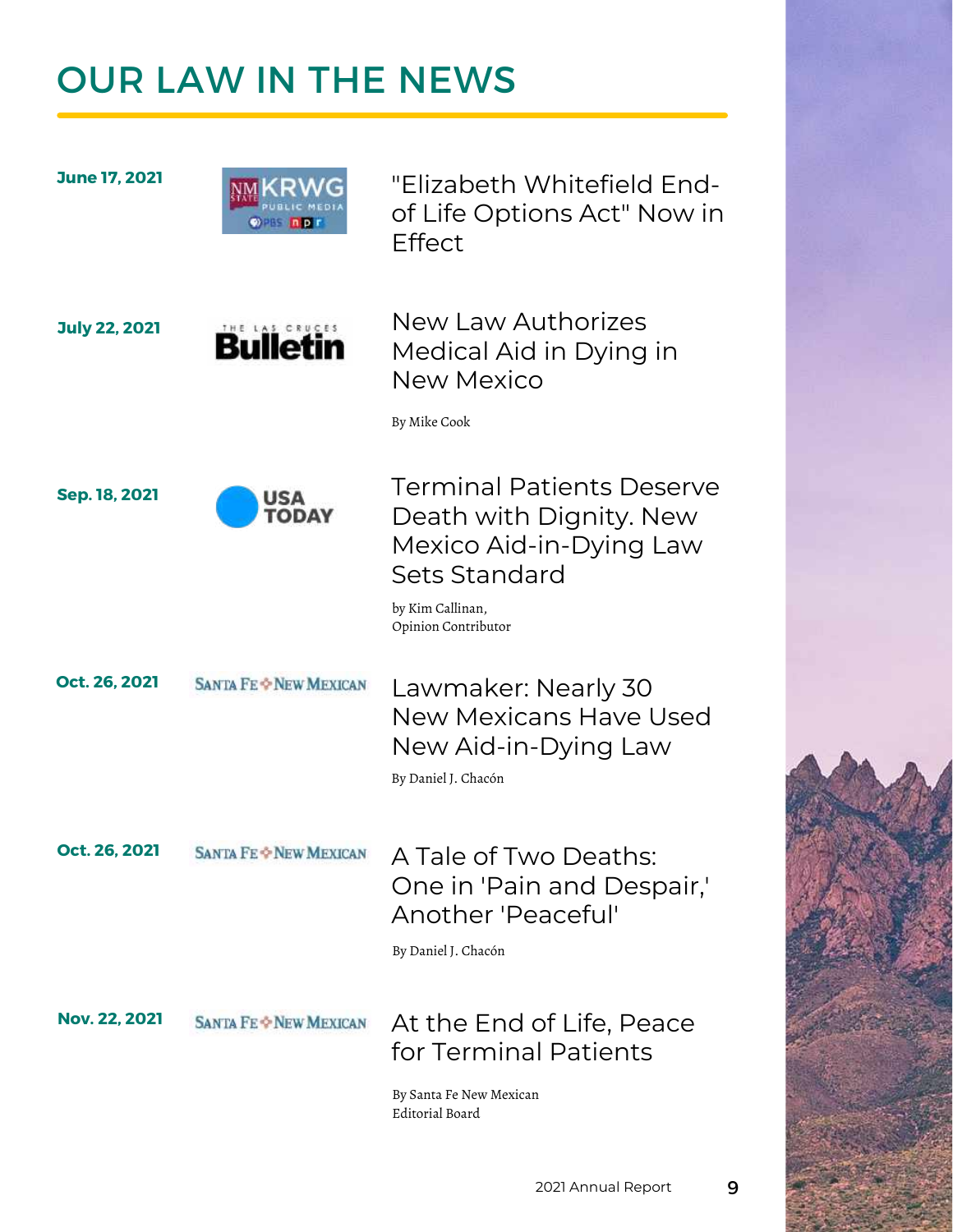# OUR LAW IN THE NEWS

**June 17, 2021**

KRWG Public Media

"Elizabeth Whitefield End-of Life Options Act" Now in Effect

**July 22, 2021**

The Las Cruces Bulletin

New Law Authorizes Medical Aid in Dying in New Mexico

By Mike Cook

**Sep. 18, 2021**

USA Today

Terminal Patients Deserve Death with Dignity. New Mexico Aid-in-Dying Law Sets Standard

by Kim Callinan,
Opinion Contributor

**Oct. 26, 2021**

Santa Fe New Mexican

Lawmaker: Nearly 30 New Mexicans Have Used New Aid-in-Dying Law

By Daniel J. Chacón

**Oct. 26, 2021**

Santa Fe New Mexican

A Tale of Two Deaths: One in 'Pain and Despair,' Another 'Peaceful'

By Daniel J. Chacón

**Nov. 22, 2021**

Santa Fe New Mexican

At the End of Life, Peace for Terminal Patients

By Santa Fe New Mexican
Editorial Board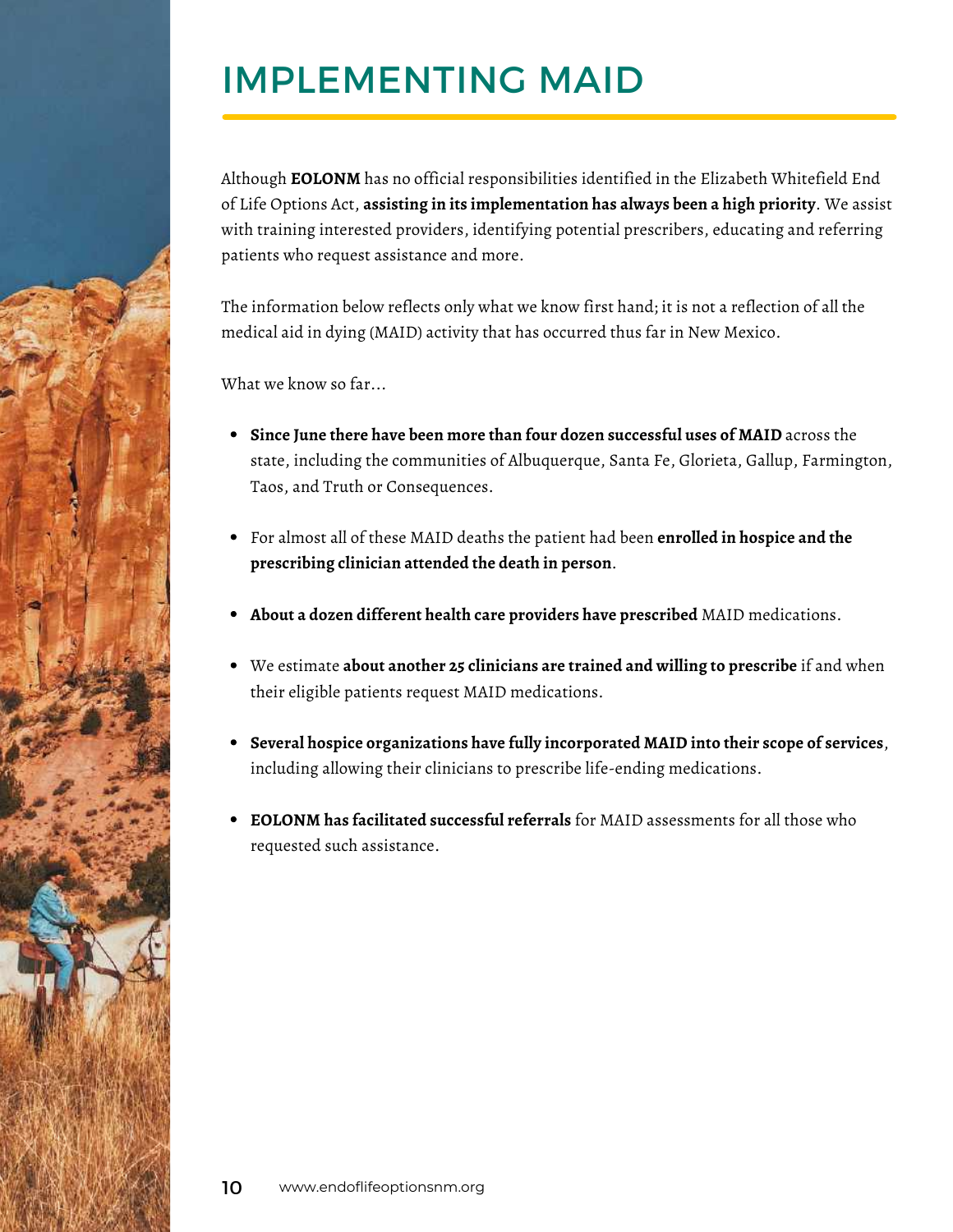# IMPLEMENTING MAID

Although **EOLONM** has no official responsibilities identified in the Elizabeth Whitefield End of Life Options Act, **assisting in its implementation has always been a high priority**. We assist with training interested providers, identifying potential prescribers, educating and referring patients who request assistance and more.

The information below reflects only what we know first hand; it is not a reflection of all the medical aid in dying (MAID) activity that has occurred thus far in New Mexico.

What we know so far...

- **Since June there have been more than four dozen successful uses of MAID** across the state, including the communities of Albuquerque, Santa Fe, Glorieta, Gallup, Farmington, Taos, and Truth or Consequences.
- For almost all of these MAID deaths the patient had been **enrolled in hospice and the prescribing clinician attended the death in person**.
- **About a dozen different health care providers have prescribed** MAID medications.
- We estimate **about another 25 clinicians are trained and willing to prescribe** if and when their eligible patients request MAID medications.
- **Several hospice organizations have fully incorporated MAID into their scope of services**, including allowing their clinicians to prescribe life-ending medications.
- **EOLONM has facilitated successful referrals** for MAID assessments for all those who requested such assistance.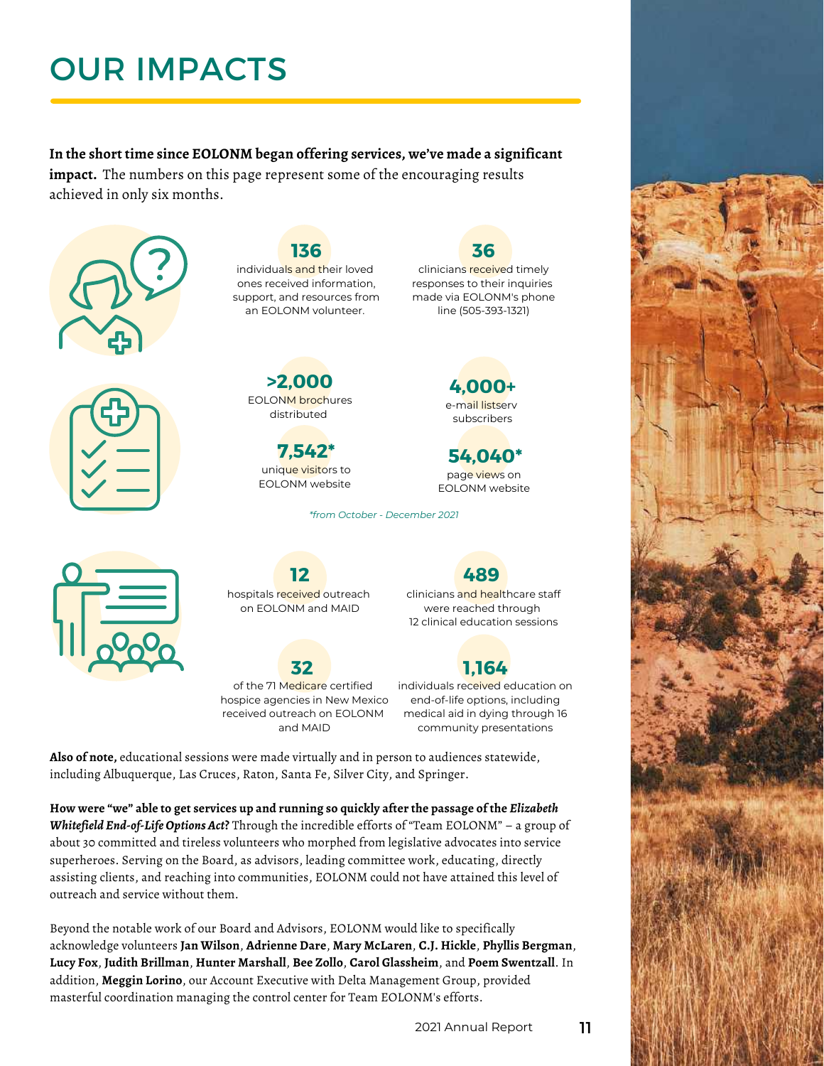# OUR IMPACTS

**In the short time since EOLONM began offering services, we've made a significant impact.** The numbers on this page represent some of the encouraging results achieved in only six months.

**136**
individuals and their loved ones received information, support, and resources from an EOLONM volunteer.

**36**
clinicians received timely responses to their inquiries made via EOLONM's phone line (505-393-1321)

**>2,000**
EOLONM brochures distributed

**4,000+**
e-mail listserv subscribers

**7,542***
unique visitors to EOLONM website

**54,040***
page views on EOLONM website

*\*from October - December 2021*

**12**
hospitals received outreach on EOLONM and MAID

**489**
clinicians and healthcare staff were reached through 12 clinical education sessions

**32**
of the 71 Medicare certified hospice agencies in New Mexico received outreach on EOLONM and MAID

**1,164**
individuals received education on end-of-life options, including medical aid in dying through 16 community presentations

**Also of note,** educational sessions were made virtually and in person to audiences statewide, including Albuquerque, Las Cruces, Raton, Santa Fe, Silver City, and Springer.

**How were "we" able to get services up and running so quickly after the passage of the *Elizabeth Whitefield End-of-Life Options Act*?** Through the incredible efforts of "Team EOLONM" – a group of about 30 committed and tireless volunteers who morphed from legislative advocates into service superheroes. Serving on the Board, as advisors, leading committee work, educating, directly assisting clients, and reaching into communities, EOLONM could not have attained this level of outreach and service without them.

Beyond the notable work of our Board and Advisors, EOLONM would like to specifically acknowledge volunteers **Jan Wilson**, **Adrienne Dare**, **Mary McLaren**, **C.J. Hickle**, **Phyllis Bergman**, **Lucy Fox**, **Judith Brillman**, **Hunter Marshall**, **Bee Zollo**, **Carol Glassheim**, and **Poem Swentzall**. In addition, **Meggin Lorino**, our Account Executive with Delta Management Group, provided masterful coordination managing the control center for Team EOLONM's efforts.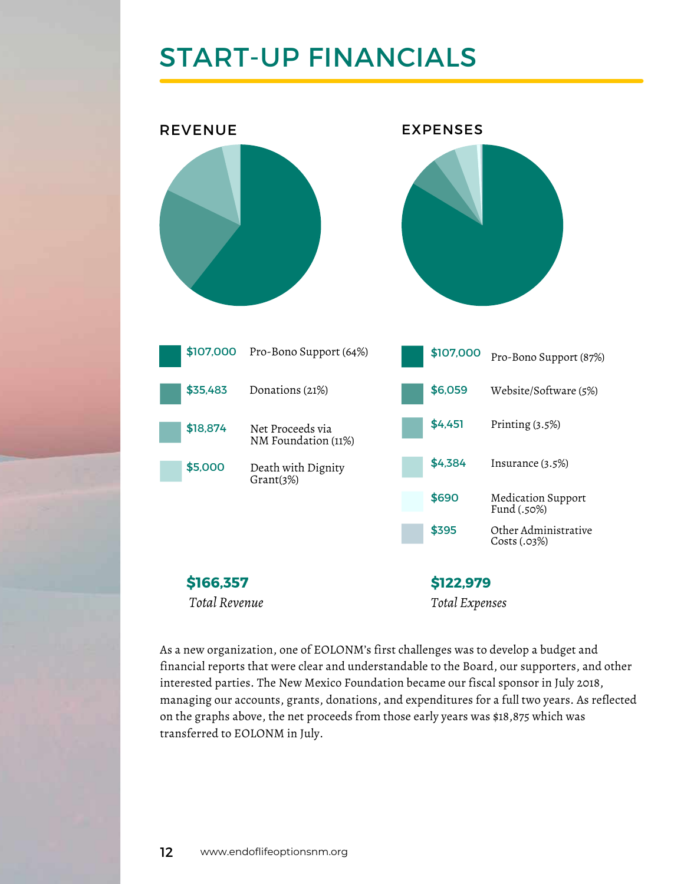# START-UP FINANCIALS

## REVENUE

| Amount | Category |
| --- | --- |
| $107,000 | Pro-Bono Support (64%) |
| $35,483 | Donations (21%) |
| $18,874 | Net Proceeds via NM Foundation (11%) |
| $5,000 | Death with Dignity Grant(3%) |

**$166,357**
*Total Revenue*

## EXPENSES

| Amount | Category |
| --- | --- |
| $107,000 | Pro-Bono Support (87%) |
| $6,059 | Website/Software (5%) |
| $4,451 | Printing (3.5%) |
| $4,384 | Insurance (3.5%) |
| $690 | Medication Support Fund (.50%) |
| $395 | Other Administrative Costs (.03%) |

**$122,979**
*Total Expenses*

As a new organization, one of EOLONM's first challenges was to develop a budget and financial reports that were clear and understandable to the Board, our supporters, and other interested parties. The New Mexico Foundation became our fiscal sponsor in July 2018, managing our accounts, grants, donations, and expenditures for a full two years. As reflected on the graphs above, the net proceeds from those early years was $18,875 which was transferred to EOLONM in July.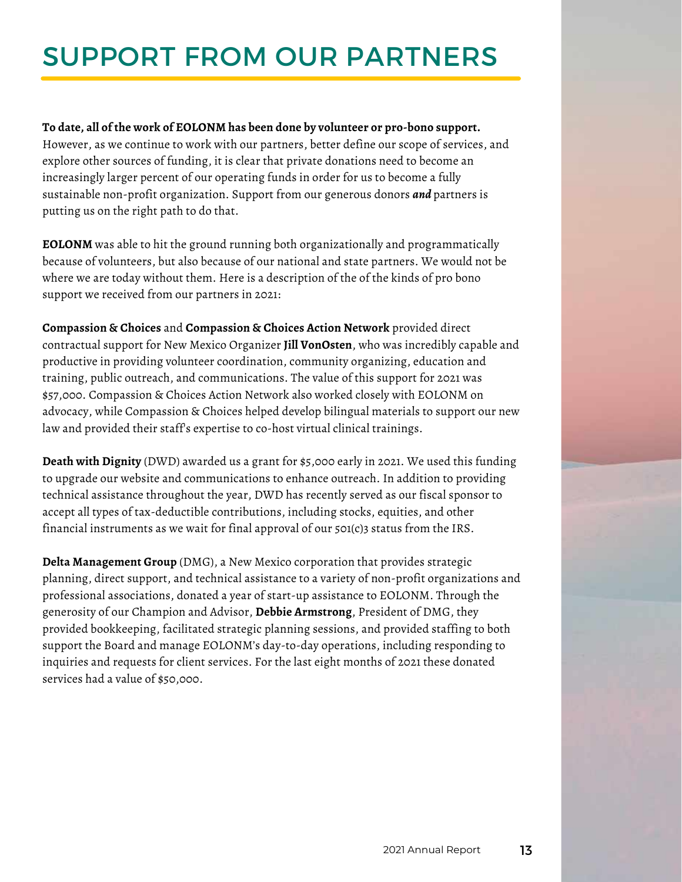# SUPPORT FROM OUR PARTNERS

**To date, all of the work of EOLONM has been done by volunteer or pro-bono support.** However, as we continue to work with our partners, better define our scope of services, and explore other sources of funding, it is clear that private donations need to become an increasingly larger percent of our operating funds in order for us to become a fully sustainable non-profit organization. Support from our generous donors ***and*** partners is putting us on the right path to do that.

**EOLONM** was able to hit the ground running both organizationally and programmatically because of volunteers, but also because of our national and state partners. We would not be where we are today without them. Here is a description of the of the kinds of pro bono support we received from our partners in 2021:

**Compassion & Choices** and **Compassion & Choices Action Network** provided direct contractual support for New Mexico Organizer **Jill VonOsten**, who was incredibly capable and productive in providing volunteer coordination, community organizing, education and training, public outreach, and communications. The value of this support for 2021 was $57,000. Compassion & Choices Action Network also worked closely with EOLONM on advocacy, while Compassion & Choices helped develop bilingual materials to support our new law and provided their staff's expertise to co-host virtual clinical trainings.

**Death with Dignity** (DWD) awarded us a grant for $5,000 early in 2021. We used this funding to upgrade our website and communications to enhance outreach. In addition to providing technical assistance throughout the year, DWD has recently served as our fiscal sponsor to accept all types of tax-deductible contributions, including stocks, equities, and other financial instruments as we wait for final approval of our 501(c)3 status from the IRS.

**Delta Management Group** (DMG), a New Mexico corporation that provides strategic planning, direct support, and technical assistance to a variety of non-profit organizations and professional associations, donated a year of start-up assistance to EOLONM. Through the generosity of our Champion and Advisor, **Debbie Armstrong**, President of DMG, they provided bookkeeping, facilitated strategic planning sessions, and provided staffing to both support the Board and manage EOLONM's day-to-day operations, including responding to inquiries and requests for client services. For the last eight months of 2021 these donated services had a value of $50,000.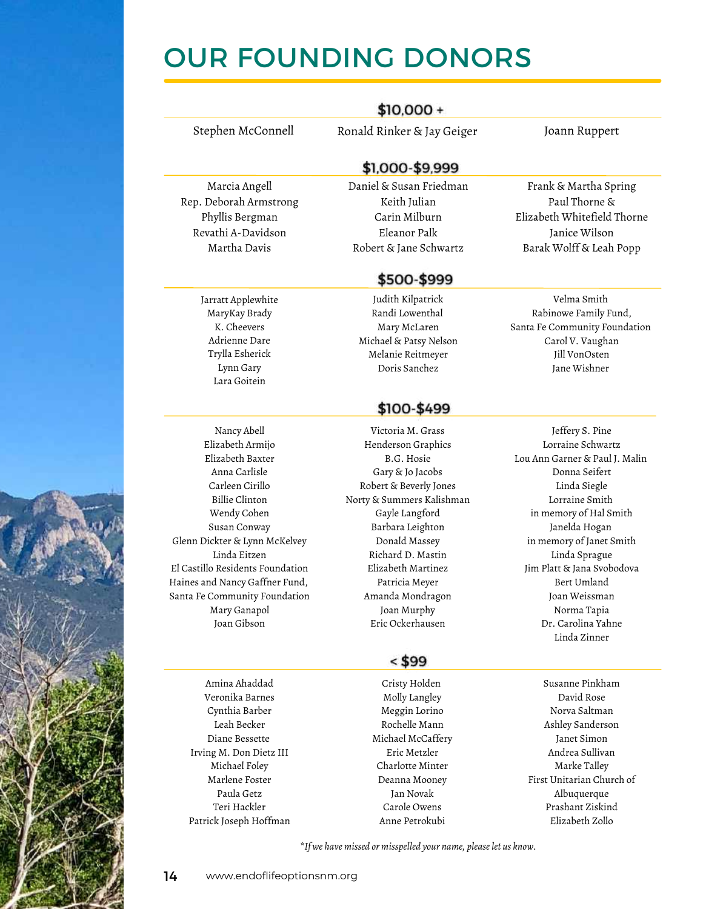# OUR FOUNDING DONORS

## $10,000 +

Stephen McConnell
Ronald Rinker & Jay Geiger
Joann Ruppert

## $1,000-$9,999

Marcia Angell
Rep. Deborah Armstrong
Phyllis Bergman
Revathi A-Davidson
Martha Davis
Daniel & Susan Friedman
Keith Julian
Carin Milburn
Eleanor Palk
Robert & Jane Schwartz
Frank & Martha Spring
Paul Thorne & Elizabeth Whitefield Thorne
Janice Wilson
Barak Wolff & Leah Popp

## $500-$999

Jarratt Applewhite
MaryKay Brady
K. Cheevers
Adrienne Dare
Trylla Esherick
Lynn Gary
Lara Goitein
Judith Kilpatrick
Randi Lowenthal
Mary McLaren
Michael & Patsy Nelson
Melanie Reitmeyer
Doris Sanchez
Velma Smith
Rabinowe Family Fund, Santa Fe Community Foundation
Carol V. Vaughan
Jill VonOsten
Jane Wishner

## $100-$499

Nancy Abell
Elizabeth Armijo
Elizabeth Baxter
Anna Carlisle
Carleen Cirillo
Billie Clinton
Wendy Cohen
Susan Conway
Glenn Dickter & Lynn McKelvey
Linda Eitzen
El Castillo Residents Foundation
Haines and Nancy Gaffner Fund, Santa Fe Community Foundation
Mary Ganapol
Joan Gibson
Victoria M. Grass
Henderson Graphics
B.G. Hosie
Gary & Jo Jacobs
Robert & Beverly Jones
Norty & Summers Kalishman
Gayle Langford
Barbara Leighton
Donald Massey
Richard D. Mastin
Elizabeth Martinez
Patricia Meyer
Amanda Mondragon
Joan Murphy
Eric Ockerhausen
Jeffery S. Pine
Lorraine Schwartz
Lou Ann Garner & Paul J. Malin
Donna Seifert
Linda Siegle
Lorraine Smith in memory of Hal Smith
Janelda Hogan in memory of Janet Smith
Linda Sprague
Jim Platt & Jana Svobodova
Bert Umland
Joan Weissman
Norma Tapia
Dr. Carolina Yahne
Linda Zinner

## < $99

Amina Ahaddad
Veronika Barnes
Cynthia Barber
Leah Becker
Diane Bessette
Irving M. Don Dietz III
Michael Foley
Marlene Foster
Paula Getz
Teri Hackler
Patrick Joseph Hoffman
Cristy Holden
Molly Langley
Meggin Lorino
Rochelle Mann
Michael McCaffery
Eric Metzler
Charlotte Minter
Deanna Mooney
Jan Novak
Carole Owens
Anne Petrokubi
Susanne Pinkham
David Rose
Norva Saltman
Ashley Sanderson
Janet Simon
Andrea Sullivan
Marke Talley
First Unitarian Church of Albuquerque
Prashant Ziskind
Elizabeth Zollo

*\*If we have missed or misspelled your name, please let us know.*

www.endoflifeoptionsnm.org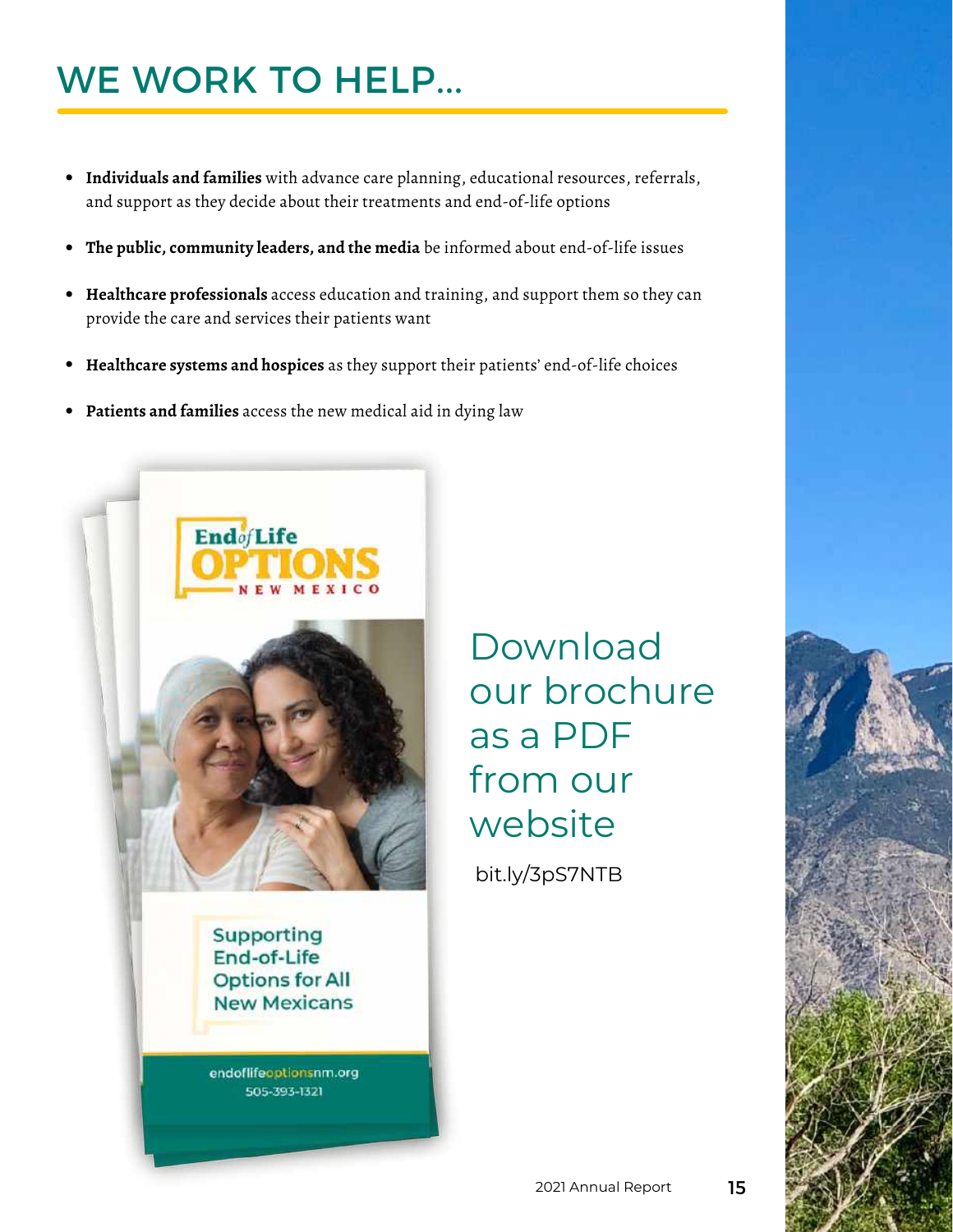# WE WORK TO HELP...

- **Individuals and families** with advance care planning, educational resources, referrals, and support as they decide about their treatments and end-of-life options
- **The public, community leaders, and the media** be informed about end-of-life issues
- **Healthcare professionals** access education and training, and support them so they can provide the care and services their patients want
- **Healthcare systems and hospices** as they support their patients' end-of-life choices
- **Patients and families** access the new medical aid in dying law

End of Life OPTIONS NEW MEXICO

Supporting End-of-Life Options for All New Mexicans

endoflifeoptionsnm.org
505-393-1321

## Download our brochure as a PDF from our website

bit.ly/3pS7NTB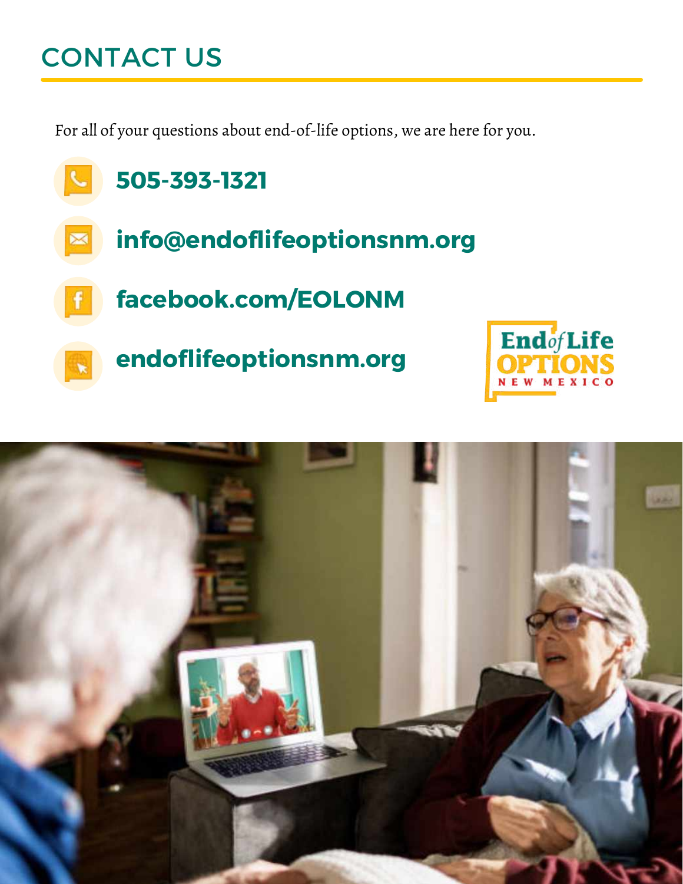## CONTACT US

For all of your questions about end-of-life options, we are here for you.

**505-393-1321**

**info@endoflifeoptionsnm.org**

**facebook.com/EOLONM**

**endoflifeoptionsnm.org**

End of Life OPTIONS NEW MEXICO